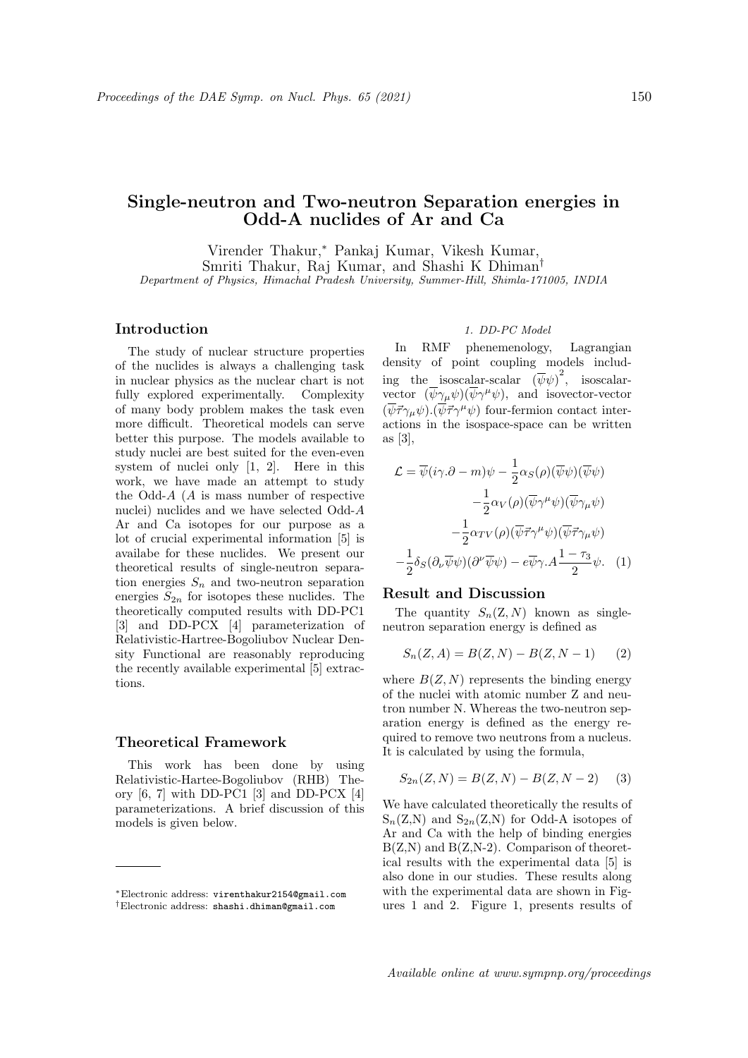# Single-neutron and Two-neutron Separation energies in Odd-A nuclides of Ar and Ca

Virender Thakur,* Pankaj Kumar, Vikesh Kumar, Smriti Thakur, Raj Kumar, and Shashi K Dhiman†

*Department of Physics, Himachal Pradesh University, Summer-Hill, Shimla-171005, INDIA*

## Introduction

The study of nuclear structure properties of the nuclides is always a challenging task in nuclear physics as the nuclear chart is not fully explored experimentally. Complexity of many body problem makes the task even more difficult. Theoretical models can serve better this purpose. The models available to study nuclei are best suited for the even-even system of nuclei only [1, 2]. Here in this work, we have made an attempt to study the Odd-$A$ ($A$ is mass number of respective nuclei) nuclides and we have selected Odd-$A$ Ar and Ca isotopes for our purpose as a lot of crucial experimental information [5] is availabe for these nuclides. We present our theoretical results of single-neutron separation energies $S_n$ and two-neutron separation energies $S_{2n}$ for isotopes these nuclides. The theoretically computed results with DD-PC1 [3] and DD-PCX [4] parameterization of Relativistic-Hartree-Bogoliubov Nuclear Density Functional are reasonably reproducing the recently available experimental [5] extractions.

## Theoretical Framework

This work has been done by using Relativistic-Hartee-Bogoliubov (RHB) Theory [6, 7] with DD-PC1 [3] and DD-PCX [4] parameterizations. A brief discussion of this models is given below.

### 1. DD-PC Model

In RMF phenemenology, Lagrangian density of point coupling models including the isoscalar-scalar $(\overline{\psi}\psi)^2$, isoscalar-vector $(\overline{\psi}\gamma_\mu\psi)(\overline{\psi}\gamma^\mu\psi)$, and isovector-vector $(\overline{\psi}\vec{\tau}\gamma_\mu\psi).(\overline{\psi}\vec{\tau}\gamma^\mu\psi)$ four-fermion contact interactions in the isospace-space can be written as [3],

$$\begin{aligned}
\mathcal{L} = \overline{\psi}(i\gamma.\partial - m)\psi &- \frac{1}{2}\alpha_S(\rho)(\overline{\psi}\psi)(\overline{\psi}\psi) \\
&- \frac{1}{2}\alpha_V(\rho)(\overline{\psi}\gamma^\mu\psi)(\overline{\psi}\gamma_\mu\psi) \\
&- \frac{1}{2}\alpha_{TV}(\rho)(\overline{\psi}\vec{\tau}\gamma^\mu\psi)(\overline{\psi}\vec{\tau}\gamma_\mu\psi) \\
-\frac{1}{2}\delta_S(\partial_\nu\overline{\psi}\psi)(\partial^\nu\overline{\psi}\psi) &- e\overline{\psi}\gamma.A\frac{1-\tau_3}{2}\psi. \quad (1)
\end{aligned}$$

## Result and Discussion

The quantity $S_n(\mathrm{Z}, N)$ known as single-neutron separation energy is defined as

$$S_n(Z, A) = B(Z, N) - B(Z, N-1) \qquad (2)$$

where $B(Z, N)$ represents the binding energy of the nuclei with atomic number Z and neutron number N. Whereas the two-neutron separation energy is defined as the energy required to remove two neutrons from a nucleus. It is calculated by using the formula,

$$S_{2n}(Z, N) = B(Z, N) - B(Z, N-2) \qquad (3)$$

We have calculated theoretically the results of $S_n$(Z,N) and $S_{2n}$(Z,N) for Odd-A isotopes of Ar and Ca with the help of binding energies B(Z,N) and B(Z,N-2). Comparison of theoretical results with the experimental data [5] is also done in our studies. These results along with the experimental data are shown in Figures 1 and 2. Figure 1, presents results of

*Electronic address: virenthakur2154@gmail.com

†Electronic address: shashi.dhiman@gmail.com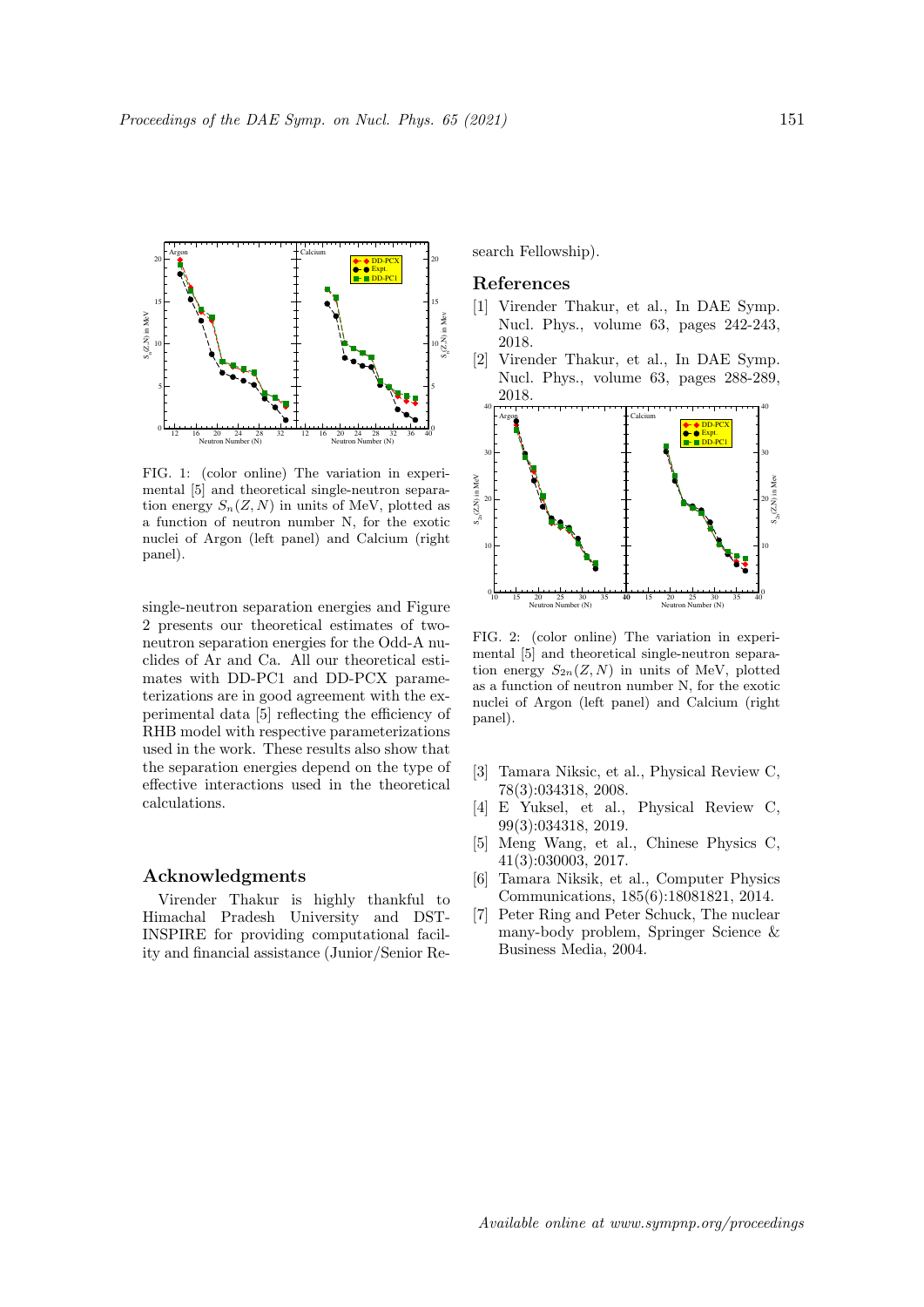Argon

Calcium

DD-PCX

Expt.

DD-PC1

$S_n$(Z,N) in MeV

$S_n$(Z,N) in Mev

Neutron Number (N)

FIG. 1: (color online) The variation in experimental [5] and theoretical single-neutron separation energy $S_n(Z, N)$ in units of MeV, plotted as a function of neutron number N, for the exotic nuclei of Argon (left panel) and Calcium (right panel).

single-neutron separation energies and Figure 2 presents our theoretical estimates of two-neutron separation energies for the Odd-A nuclides of Ar and Ca. All our theoretical estimates with DD-PC1 and DD-PCX parameterizations are in good agreement with the experimental data [5] reflecting the efficiency of RHB model with respective parameterizations used in the work. These results also show that the separation energies depend on the type of effective interactions used in the theoretical calculations.

## Acknowledgments

Virender Thakur is highly thankful to Himachal Pradesh University and DST-INSPIRE for providing computational facility and financial assistance (Junior/Senior Research Fellowship).

## References

[1] Virender Thakur, et al., In DAE Symp. Nucl. Phys., volume 63, pages 242-243, 2018.

[2] Virender Thakur, et al., In DAE Symp. Nucl. Phys., volume 63, pages 288-289, 2018.

Argon

Calcium

DD-PCX

Expt.

DD-PC1

$S_{2n}$(Z,N) in MeV

$S_{2n}$(Z,N) in Mev

Neutron Number (N)

FIG. 2: (color online) The variation in experimental [5] and theoretical single-neutron separation energy $S_{2n}(Z, N)$ in units of MeV, plotted as a function of neutron number N, for the exotic nuclei of Argon (left panel) and Calcium (right panel).

[3] Tamara Niksic, et al., Physical Review C, 78(3):034318, 2008.

[4] E Yuksel, et al., Physical Review C, 99(3):034318, 2019.

[5] Meng Wang, et al., Chinese Physics C, 41(3):030003, 2017.

[6] Tamara Niksik, et al., Computer Physics Communications, 185(6):18081821, 2014.

[7] Peter Ring and Peter Schuck, The nuclear many-body problem, Springer Science & Business Media, 2004.